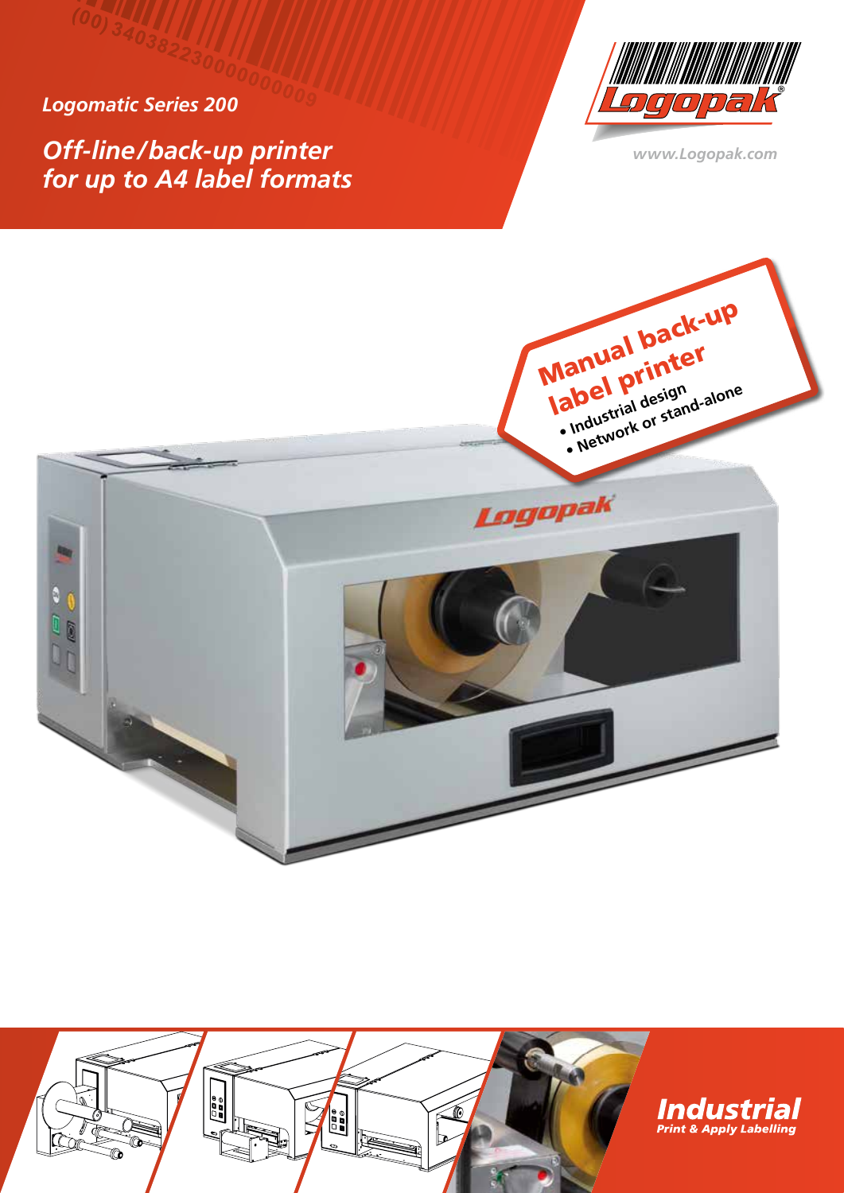*Logomatic Series 200*

# *Off-line/back-up printer for up to A4 label formats*

www.Logopak.com

**Manual back-up label printer**

- Industrial design
- Network or stand-alone

***Industrial***
***Print & Apply Labelling***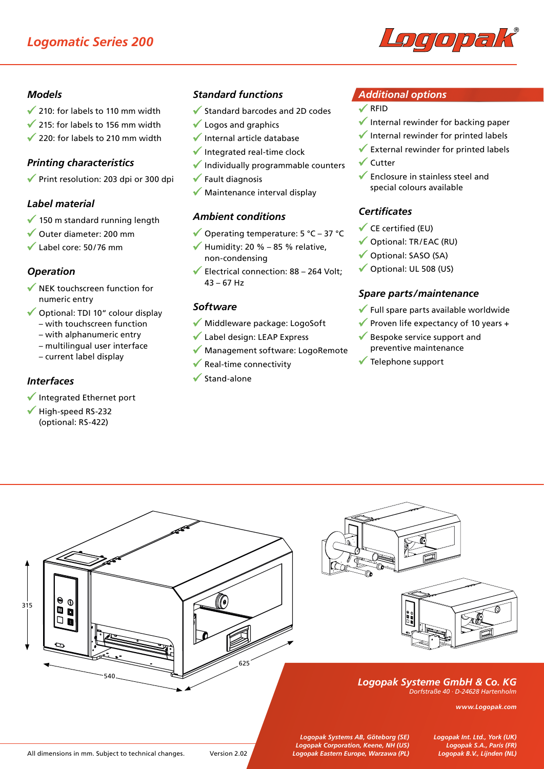# Logomatic Series 200

## Models

- 210: for labels to 110 mm width
- 215: for labels to 156 mm width
- 220: for labels to 210 mm width

## Printing characteristics

- Print resolution: 203 dpi or 300 dpi

## Label material

- 150 m standard running length
- Outer diameter: 200 mm
- Label core: 50/76 mm

## Operation

- NEK touchscreen function for numeric entry
- Optional: TDI 10" colour display
  - with touchscreen function
  - with alphanumeric entry
  - multilingual user interface
  - current label display

## Interfaces

- Integrated Ethernet port
- High-speed RS-232 (optional: RS-422)

## Standard functions

- Standard barcodes and 2D codes
- Logos and graphics
- Internal article database
- Integrated real-time clock
- Individually programmable counters
- Fault diagnosis
- Maintenance interval display

## Ambient conditions

- Operating temperature: 5 °C – 37 °C
- Humidity: 20 % – 85 % relative, non-condensing
- Electrical connection: 88 – 264 Volt; 43 – 67 Hz

## Software

- Middleware package: LogoSoft
- Label design: LEAP Express
- Management software: LogoRemote
- Real-time connectivity
- Stand-alone

## Additional options

- RFID
- Internal rewinder for backing paper
- Internal rewinder for printed labels
- External rewinder for printed labels
- Cutter
- Enclosure in stainless steel and special colours available

## Certificates

- CE certified (EU)
- Optional: TR/EAC (RU)
- Optional: SASO (SA)
- Optional: UL 508 (US)

## Spare parts/maintenance

- Full spare parts available worldwide
- Proven life expectancy of 10 years +
- Bespoke service support and preventive maintenance
- Telephone support

315

540

625

**Logopak Systeme GmbH & Co. KG**
Dorfstraße 40 · D-24628 Hartenholm

www.Logopak.com

Logopak Systems AB, Göteborg (SE)
Logopak Corporation, Keene, NH (US)
Logopak Eastern Europe, Warzawa (PL)

Logopak Int. Ltd., York (UK)
Logopak S.A., Paris (FR)
Logopak B.V., Lijnden (NL)

All dimensions in mm. Subject to technical changes. Version 2.02